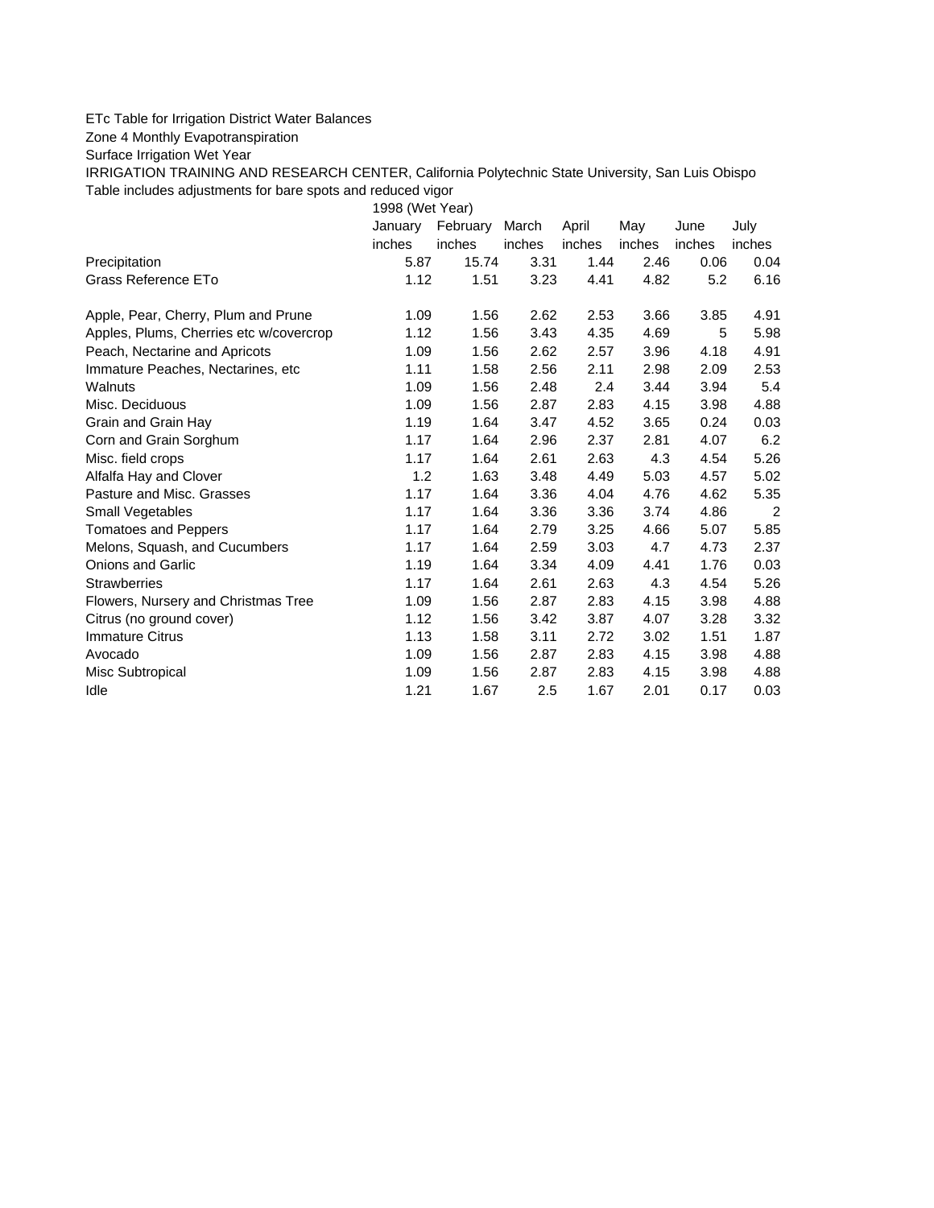ETc Table for Irrigation District Water Balances

Zone 4 Monthly Evapotranspiration

Surface Irrigation Wet Year

IRRIGATION TRAINING AND RESEARCH CENTER, California Polytechnic State University, San Luis Obispo

Table includes adjustments for bare spots and reduced vigor

| | 1998 (Wet Year) | | | | | | |
|---|---|---|---|---|---|---|---|
| | January | February | March | April | May | June | July |
| | inches | inches | inches | inches | inches | inches | inches |
| Precipitation | 5.87 | 15.74 | 3.31 | 1.44 | 2.46 | 0.06 | 0.04 |
| Grass Reference ETo | 1.12 | 1.51 | 3.23 | 4.41 | 4.82 | 5.2 | 6.16 |
| | | | | | | | |
| Apple, Pear, Cherry, Plum and Prune | 1.09 | 1.56 | 2.62 | 2.53 | 3.66 | 3.85 | 4.91 |
| Apples, Plums, Cherries etc w/covercrop | 1.12 | 1.56 | 3.43 | 4.35 | 4.69 | 5 | 5.98 |
| Peach, Nectarine and Apricots | 1.09 | 1.56 | 2.62 | 2.57 | 3.96 | 4.18 | 4.91 |
| Immature Peaches, Nectarines, etc | 1.11 | 1.58 | 2.56 | 2.11 | 2.98 | 2.09 | 2.53 |
| Walnuts | 1.09 | 1.56 | 2.48 | 2.4 | 3.44 | 3.94 | 5.4 |
| Misc. Deciduous | 1.09 | 1.56 | 2.87 | 2.83 | 4.15 | 3.98 | 4.88 |
| Grain and Grain Hay | 1.19 | 1.64 | 3.47 | 4.52 | 3.65 | 0.24 | 0.03 |
| Corn and Grain Sorghum | 1.17 | 1.64 | 2.96 | 2.37 | 2.81 | 4.07 | 6.2 |
| Misc. field crops | 1.17 | 1.64 | 2.61 | 2.63 | 4.3 | 4.54 | 5.26 |
| Alfalfa Hay and Clover | 1.2 | 1.63 | 3.48 | 4.49 | 5.03 | 4.57 | 5.02 |
| Pasture and Misc. Grasses | 1.17 | 1.64 | 3.36 | 4.04 | 4.76 | 4.62 | 5.35 |
| Small Vegetables | 1.17 | 1.64 | 3.36 | 3.36 | 3.74 | 4.86 | 2 |
| Tomatoes and Peppers | 1.17 | 1.64 | 2.79 | 3.25 | 4.66 | 5.07 | 5.85 |
| Melons, Squash, and Cucumbers | 1.17 | 1.64 | 2.59 | 3.03 | 4.7 | 4.73 | 2.37 |
| Onions and Garlic | 1.19 | 1.64 | 3.34 | 4.09 | 4.41 | 1.76 | 0.03 |
| Strawberries | 1.17 | 1.64 | 2.61 | 2.63 | 4.3 | 4.54 | 5.26 |
| Flowers, Nursery and Christmas Tree | 1.09 | 1.56 | 2.87 | 2.83 | 4.15 | 3.98 | 4.88 |
| Citrus (no ground cover) | 1.12 | 1.56 | 3.42 | 3.87 | 4.07 | 3.28 | 3.32 |
| Immature Citrus | 1.13 | 1.58 | 3.11 | 2.72 | 3.02 | 1.51 | 1.87 |
| Avocado | 1.09 | 1.56 | 2.87 | 2.83 | 4.15 | 3.98 | 4.88 |
| Misc Subtropical | 1.09 | 1.56 | 2.87 | 2.83 | 4.15 | 3.98 | 4.88 |
| Idle | 1.21 | 1.67 | 2.5 | 1.67 | 2.01 | 0.17 | 0.03 |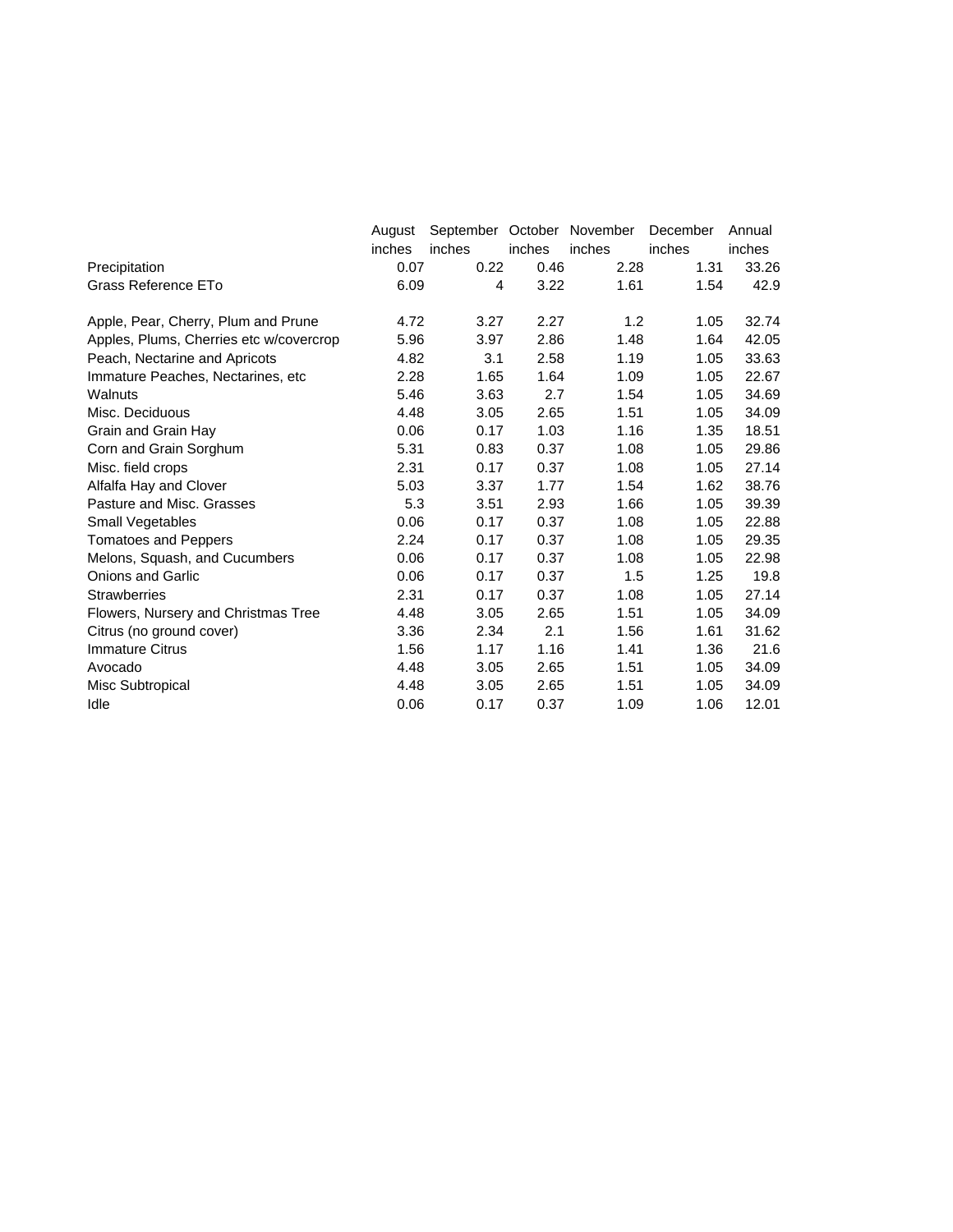| | August inches | September inches | October inches | November inches | December inches | Annual inches |
|---|---|---|---|---|---|---|
| Precipitation | 0.07 | 0.22 | 0.46 | 2.28 | 1.31 | 33.26 |
| Grass Reference ETo | 6.09 | 4 | 3.22 | 1.61 | 1.54 | 42.9 |
| | | | | | | |
| Apple, Pear, Cherry, Plum and Prune | 4.72 | 3.27 | 2.27 | 1.2 | 1.05 | 32.74 |
| Apples, Plums, Cherries etc w/covercrop | 5.96 | 3.97 | 2.86 | 1.48 | 1.64 | 42.05 |
| Peach, Nectarine and Apricots | 4.82 | 3.1 | 2.58 | 1.19 | 1.05 | 33.63 |
| Immature Peaches, Nectarines, etc | 2.28 | 1.65 | 1.64 | 1.09 | 1.05 | 22.67 |
| Walnuts | 5.46 | 3.63 | 2.7 | 1.54 | 1.05 | 34.69 |
| Misc. Deciduous | 4.48 | 3.05 | 2.65 | 1.51 | 1.05 | 34.09 |
| Grain and Grain Hay | 0.06 | 0.17 | 1.03 | 1.16 | 1.35 | 18.51 |
| Corn and Grain Sorghum | 5.31 | 0.83 | 0.37 | 1.08 | 1.05 | 29.86 |
| Misc. field crops | 2.31 | 0.17 | 0.37 | 1.08 | 1.05 | 27.14 |
| Alfalfa Hay and Clover | 5.03 | 3.37 | 1.77 | 1.54 | 1.62 | 38.76 |
| Pasture and Misc. Grasses | 5.3 | 3.51 | 2.93 | 1.66 | 1.05 | 39.39 |
| Small Vegetables | 0.06 | 0.17 | 0.37 | 1.08 | 1.05 | 22.88 |
| Tomatoes and Peppers | 2.24 | 0.17 | 0.37 | 1.08 | 1.05 | 29.35 |
| Melons, Squash, and Cucumbers | 0.06 | 0.17 | 0.37 | 1.08 | 1.05 | 22.98 |
| Onions and Garlic | 0.06 | 0.17 | 0.37 | 1.5 | 1.25 | 19.8 |
| Strawberries | 2.31 | 0.17 | 0.37 | 1.08 | 1.05 | 27.14 |
| Flowers, Nursery and Christmas Tree | 4.48 | 3.05 | 2.65 | 1.51 | 1.05 | 34.09 |
| Citrus (no ground cover) | 3.36 | 2.34 | 2.1 | 1.56 | 1.61 | 31.62 |
| Immature Citrus | 1.56 | 1.17 | 1.16 | 1.41 | 1.36 | 21.6 |
| Avocado | 4.48 | 3.05 | 2.65 | 1.51 | 1.05 | 34.09 |
| Misc Subtropical | 4.48 | 3.05 | 2.65 | 1.51 | 1.05 | 34.09 |
| Idle | 0.06 | 0.17 | 0.37 | 1.09 | 1.06 | 12.01 |